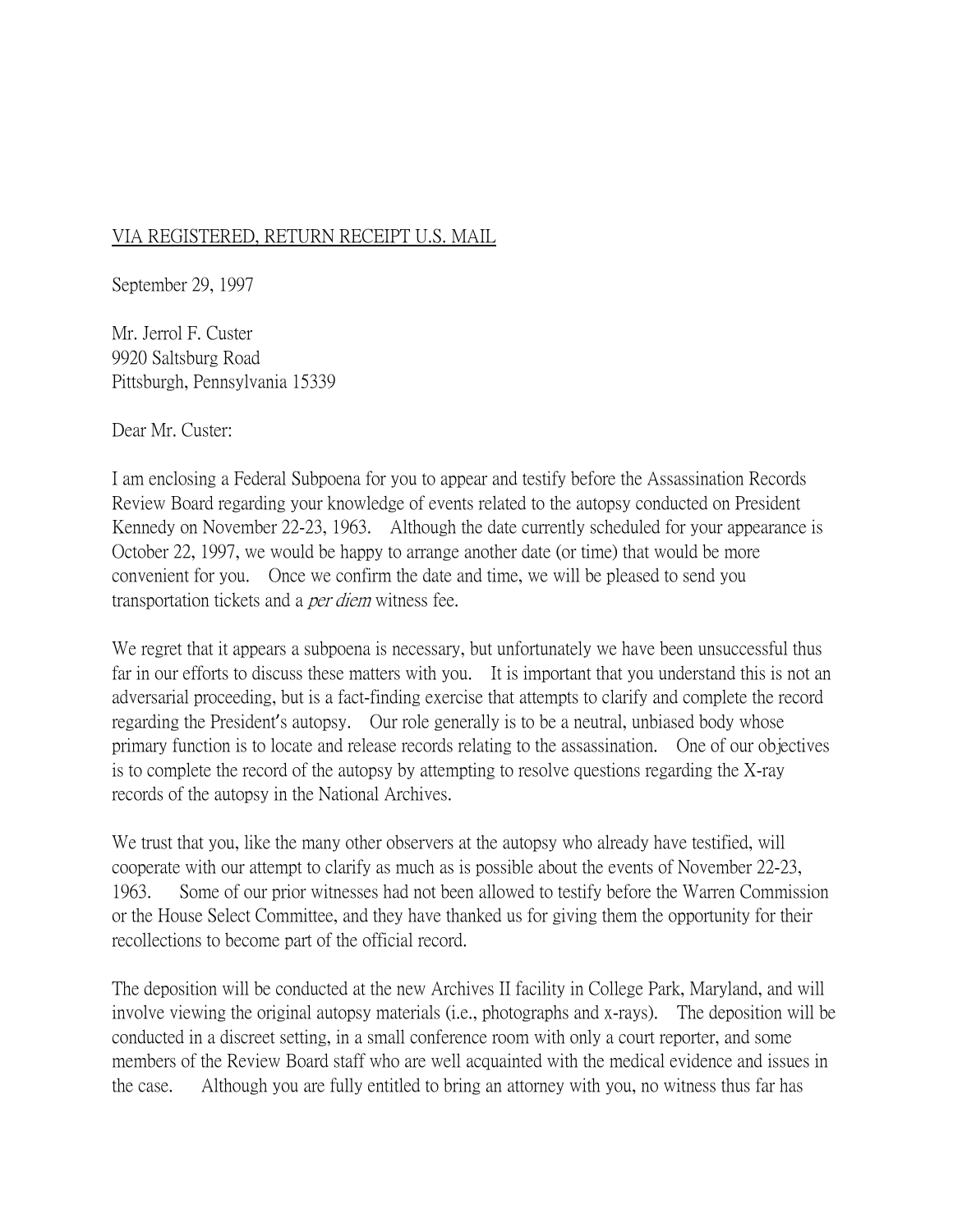<u>VIA REGISTERED, RETURN RECEIPT U.S. MAIL</u>

September 29, 1997

Mr. Jerrol F. Custer
9920 Saltsburg Road
Pittsburgh, Pennsylvania 15339

Dear Mr. Custer:

I am enclosing a Federal Subpoena for you to appear and testify before the Assassination Records Review Board regarding your knowledge of events related to the autopsy conducted on President Kennedy on November 22-23, 1963. Although the date currently scheduled for your appearance is October 22, 1997, we would be happy to arrange another date (or time) that would be more convenient for you. Once we confirm the date and time, we will be pleased to send you transportation tickets and a *per diem* witness fee.

We regret that it appears a subpoena is necessary, but unfortunately we have been unsuccessful thus far in our efforts to discuss these matters with you. It is important that you understand this is not an adversarial proceeding, but is a fact-finding exercise that attempts to clarify and complete the record regarding the President's autopsy. Our role generally is to be a neutral, unbiased body whose primary function is to locate and release records relating to the assassination. One of our objectives is to complete the record of the autopsy by attempting to resolve questions regarding the X-ray records of the autopsy in the National Archives.

We trust that you, like the many other observers at the autopsy who already have testified, will cooperate with our attempt to clarify as much as is possible about the events of November 22-23, 1963. Some of our prior witnesses had not been allowed to testify before the Warren Commission or the House Select Committee, and they have thanked us for giving them the opportunity for their recollections to become part of the official record.

The deposition will be conducted at the new Archives II facility in College Park, Maryland, and will involve viewing the original autopsy materials (i.e., photographs and x-rays). The deposition will be conducted in a discreet setting, in a small conference room with only a court reporter, and some members of the Review Board staff who are well acquainted with the medical evidence and issues in the case. Although you are fully entitled to bring an attorney with you, no witness thus far has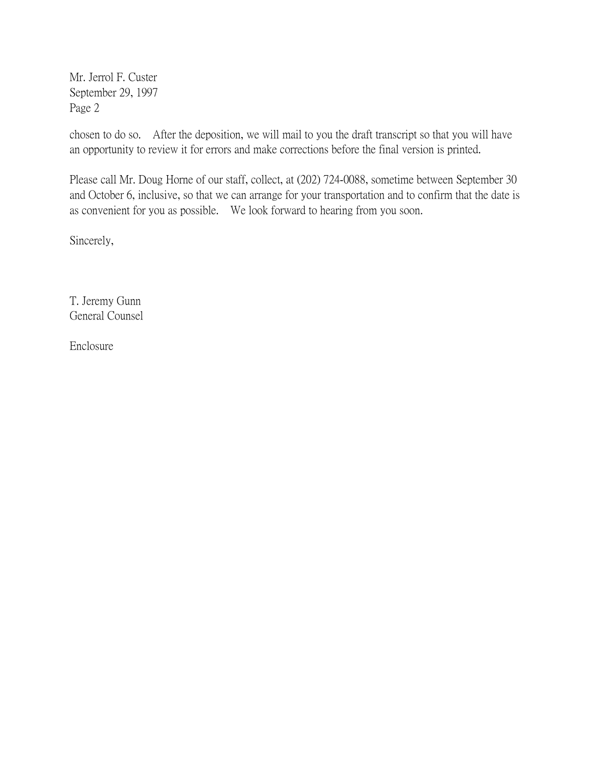chosen to do so. After the deposition, we will mail to you the draft transcript so that you will have an opportunity to review it for errors and make corrections before the final version is printed.

Please call Mr. Doug Horne of our staff, collect, at (202) 724-0088, sometime between September 30 and October 6, inclusive, so that we can arrange for your transportation and to confirm that the date is as convenient for you as possible. We look forward to hearing from you soon.

Sincerely,

T. Jeremy Gunn
General Counsel

Enclosure